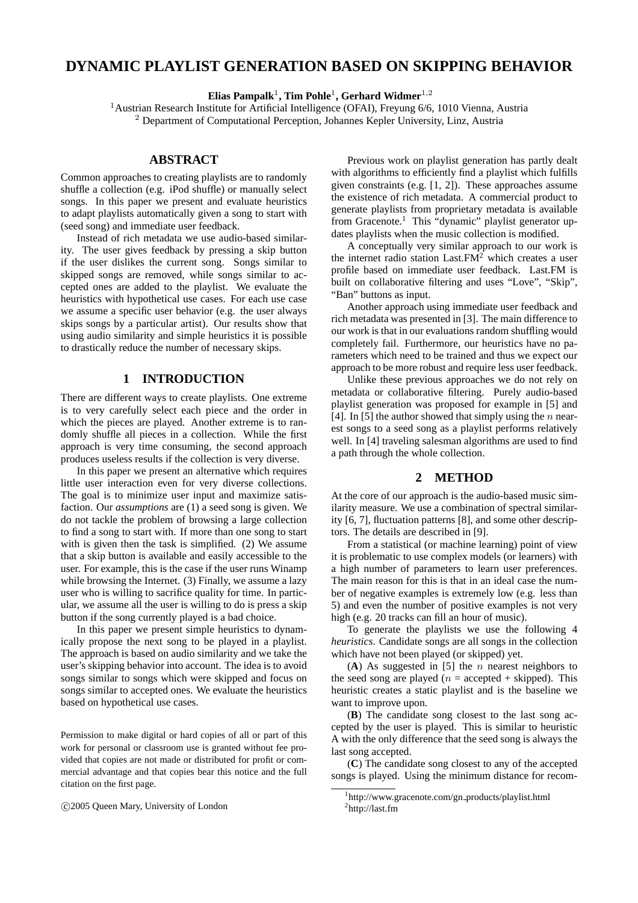# DYNAMIC PLAYLIST GENERATION BASED ON SKIPPING BEHAVIOR

**Elias Pampalk**[1]**, Tim Pohle**[1]**, Gerhard Widmer**[1,2]

[1] Austrian Research Institute for Artificial Intelligence (OFAI), Freyung 6/6, 1010 Vienna, Austria
[2] Department of Computational Perception, Johannes Kepler University, Linz, Austria

## ABSTRACT

Common approaches to creating playlists are to randomly shuffle a collection (e.g. iPod shuffle) or manually select songs. In this paper we present and evaluate heuristics to adapt playlists automatically given a song to start with (seed song) and immediate user feedback.

Instead of rich metadata we use audio-based similarity. The user gives feedback by pressing a skip button if the user dislikes the current song. Songs similar to skipped songs are removed, while songs similar to accepted ones are added to the playlist. We evaluate the heuristics with hypothetical use cases. For each use case we assume a specific user behavior (e.g. the user always skips songs by a particular artist). Our results show that using audio similarity and simple heuristics it is possible to drastically reduce the number of necessary skips.

## 1 INTRODUCTION

There are different ways to create playlists. One extreme is to very carefully select each piece and the order in which the pieces are played. Another extreme is to randomly shuffle all pieces in a collection. While the first approach is very time consuming, the second approach produces useless results if the collection is very diverse.

In this paper we present an alternative which requires little user interaction even for very diverse collections. The goal is to minimize user input and maximize satisfaction. Our *assumptions* are (1) a seed song is given. We do not tackle the problem of browsing a large collection to find a song to start with. If more than one song to start with is given then the task is simplified. (2) We assume that a skip button is available and easily accessible to the user. For example, this is the case if the user runs Winamp while browsing the Internet. (3) Finally, we assume a lazy user who is willing to sacrifice quality for time. In particular, we assume all the user is willing to do is press a skip button if the song currently played is a bad choice.

In this paper we present simple heuristics to dynamically propose the next song to be played in a playlist. The approach is based on audio similarity and we take the user's skipping behavior into account. The idea is to avoid songs similar to songs which were skipped and focus on songs similar to accepted ones. We evaluate the heuristics based on hypothetical use cases.

Permission to make digital or hard copies of all or part of this work for personal or classroom use is granted without fee provided that copies are not made or distributed for profit or commercial advantage and that copies bear this notice and the full citation on the first page.

©2005 Queen Mary, University of London

Previous work on playlist generation has partly dealt with algorithms to efficiently find a playlist which fulfills given constraints (e.g. [1, 2]). These approaches assume the existence of rich metadata. A commercial product to generate playlists from proprietary metadata is available from Gracenote.[1] This "dynamic" playlist generator updates playlists when the music collection is modified.

A conceptually very similar approach to our work is the internet radio station Last.FM[2] which creates a user profile based on immediate user feedback. Last.FM is built on collaborative filtering and uses "Love", "Skip", "Ban" buttons as input.

Another approach using immediate user feedback and rich metadata was presented in [3]. The main difference to our work is that in our evaluations random shuffling would completely fail. Furthermore, our heuristics have no parameters which need to be trained and thus we expect our approach to be more robust and require less user feedback.

Unlike these previous approaches we do not rely on metadata or collaborative filtering. Purely audio-based playlist generation was proposed for example in [5] and [4]. In [5] the author showed that simply using the $n$ nearest songs to a seed song as a playlist performs relatively well. In [4] traveling salesman algorithms are used to find a path through the whole collection.

## 2 METHOD

At the core of our approach is the audio-based music similarity measure. We use a combination of spectral similarity [6, 7], fluctuation patterns [8], and some other descriptors. The details are described in [9].

From a statistical (or machine learning) point of view it is problematic to use complex models (or learners) with a high number of parameters to learn user preferences. The main reason for this is that in an ideal case the number of negative examples is extremely low (e.g. less than 5) and even the number of positive examples is not very high (e.g. 20 tracks can fill an hour of music).

To generate the playlists we use the following 4 *heuristics*. Candidate songs are all songs in the collection which have not been played (or skipped) yet.

(**A**) As suggested in [5] the $n$ nearest neighbors to the seed song are played ($n$ = accepted + skipped). This heuristic creates a static playlist and is the baseline we want to improve upon.

(**B**) The candidate song closest to the last song accepted by the user is played. This is similar to heuristic A with the only difference that the seed song is always the last song accepted.

(**C**) The candidate song closest to any of the accepted songs is played. Using the minimum distance for recom-

[1] http://www.gracenote.com/gn_products/playlist.html
[2] http://last.fm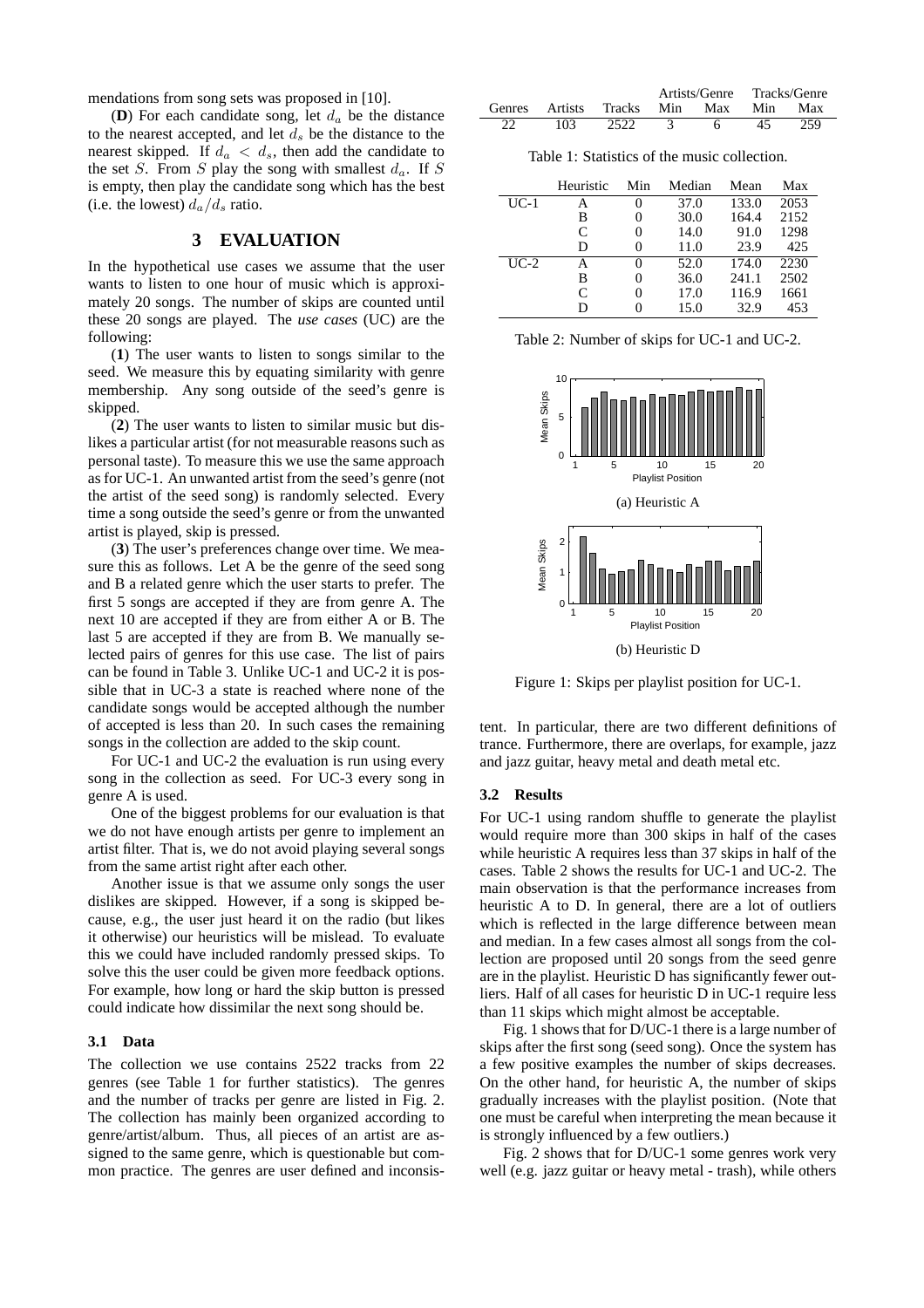mendations from song sets was proposed in [10].

(**D**) For each candidate song, let $d_a$ be the distance to the nearest accepted, and let $d_s$ be the distance to the nearest skipped. If $d_a < d_s$, then add the candidate to the set $S$. From $S$ play the song with smallest $d_a$. If $S$ is empty, then play the candidate song which has the best (i.e. the lowest) $d_a/d_s$ ratio.

## 3 EVALUATION

In the hypothetical use cases we assume that the user wants to listen to one hour of music which is approximately 20 songs. The number of skips are counted until these 20 songs are played. The *use cases* (UC) are the following:

(**1**) The user wants to listen to songs similar to the seed. We measure this by equating similarity with genre membership. Any song outside of the seed's genre is skipped.

(**2**) The user wants to listen to similar music but dislikes a particular artist (for not measurable reasons such as personal taste). To measure this we use the same approach as for UC-1. An unwanted artist from the seed's genre (not the artist of the seed song) is randomly selected. Every time a song outside the seed's genre or from the unwanted artist is played, skip is pressed.

(**3**) The user's preferences change over time. We measure this as follows. Let A be the genre of the seed song and B a related genre which the user starts to prefer. The first 5 songs are accepted if they are from genre A. The next 10 are accepted if they are from either A or B. The last 5 are accepted if they are from B. We manually selected pairs of genres for this use case. The list of pairs can be found in Table 3. Unlike UC-1 and UC-2 it is possible that in UC-3 a state is reached where none of the candidate songs would be accepted although the number of accepted is less than 20. In such cases the remaining songs in the collection are added to the skip count.

For UC-1 and UC-2 the evaluation is run using every song in the collection as seed. For UC-3 every song in genre A is used.

One of the biggest problems for our evaluation is that we do not have enough artists per genre to implement an artist filter. That is, we do not avoid playing several songs from the same artist right after each other.

Another issue is that we assume only songs the user dislikes are skipped. However, if a song is skipped because, e.g., the user just heard it on the radio (but likes it otherwise) our heuristics will be mislead. To evaluate this we could have included randomly pressed skips. To solve this the user could be given more feedback options. For example, how long or hard the skip button is pressed could indicate how dissimilar the next song should be.

### 3.1 Data

The collection we use contains 2522 tracks from 22 genres (see Table 1 for further statistics). The genres and the number of tracks per genre are listed in Fig. 2. The collection has mainly been organized according to genre/artist/album. Thus, all pieces of an artist are assigned to the same genre, which is questionable but common practice. The genres are user defined and inconsistent. In particular, there are two different definitions of trance. Furthermore, there are overlaps, for example, jazz and jazz guitar, heavy metal and death metal etc.

| | | | Artists/Genre | | Tracks/Genre | |
|---|---|---|---|---|---|---|
| Genres | Artists | Tracks | Min | Max | Min | Max |
| 22 | 103 | 2522 | 3 | 6 | 45 | 259 |

Table 1: Statistics of the music collection.

| | Heuristic | Min | Median | Mean | Max |
|---|---|---|---|---|---|
| UC-1 | A | 0 | 37.0 | 133.0 | 2053 |
| | B | 0 | 30.0 | 164.4 | 2152 |
| | C | 0 | 14.0 | 91.0 | 1298 |
| | D | 0 | 11.0 | 23.9 | 425 |
| UC-2 | A | 0 | 52.0 | 174.0 | 2230 |
| | B | 0 | 36.0 | 241.1 | 2502 |
| | C | 0 | 17.0 | 116.9 | 1661 |
| | D | 0 | 15.0 | 32.9 | 453 |

Table 2: Number of skips for UC-1 and UC-2.

(a) Heuristic A

(b) Heuristic D

Figure 1: Skips per playlist position for UC-1.

### 3.2 Results

For UC-1 using random shuffle to generate the playlist would require more than 300 skips in half of the cases while heuristic A requires less than 37 skips in half of the cases. Table 2 shows the results for UC-1 and UC-2. The main observation is that the performance increases from heuristic A to D. In general, there are a lot of outliers which is reflected in the large difference between mean and median. In a few cases almost all songs from the collection are proposed until 20 songs from the seed genre are in the playlist. Heuristic D has significantly fewer outliers. Half of all cases for heuristic D in UC-1 require less than 11 skips which might almost be acceptable.

Fig. 1 shows that for D/UC-1 there is a large number of skips after the first song (seed song). Once the system has a few positive examples the number of skips decreases. On the other hand, for heuristic A, the number of skips gradually increases with the playlist position. (Note that one must be careful when interpreting the mean because it is strongly influenced by a few outliers.)

Fig. 2 shows that for D/UC-1 some genres work very well (e.g. jazz guitar or heavy metal - trash), while others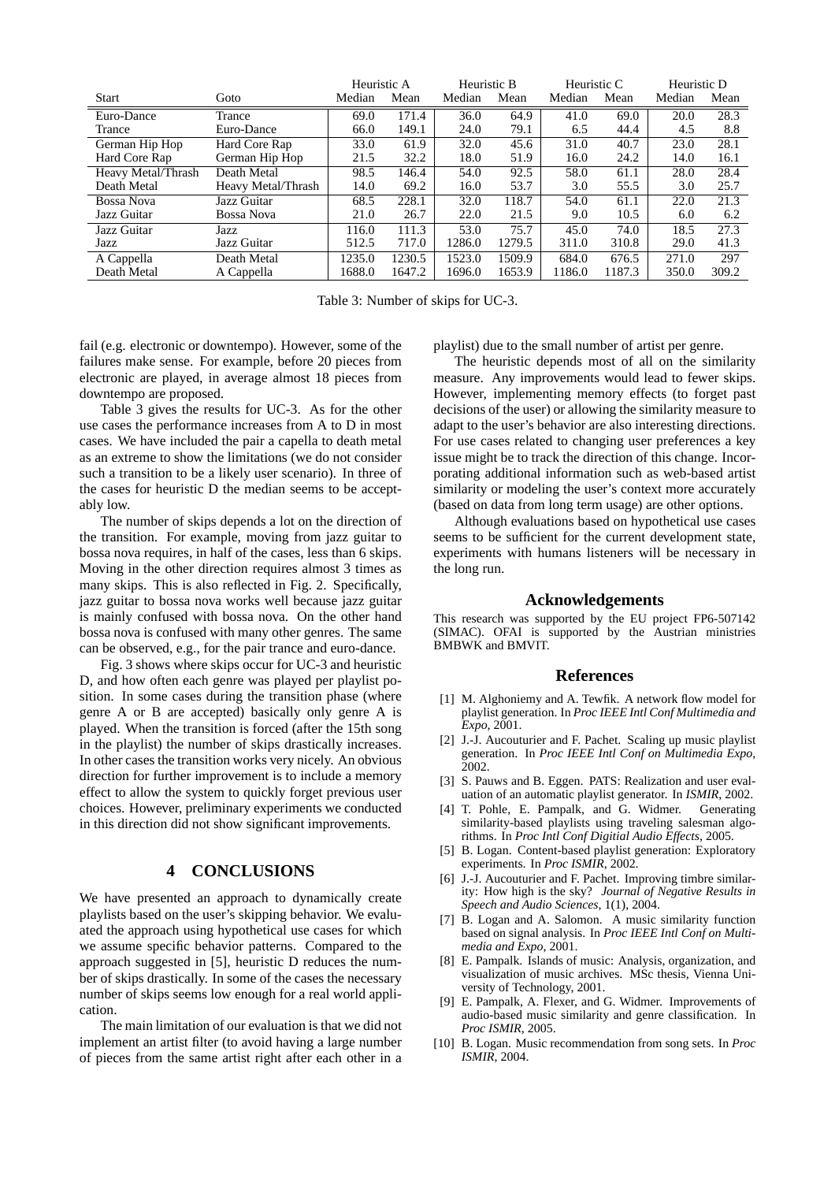| Start | Goto | Heuristic A | | Heuristic B | | Heuristic C | | Heuristic D | |
|---|---|---|---|---|---|---|---|---|---|
| | | Median | Mean | Median | Mean | Median | Mean | Median | Mean |
| Euro-Dance | Trance | 69.0 | 171.4 | 36.0 | 64.9 | 41.0 | 69.0 | 20.0 | 28.3 |
| Trance | Euro-Dance | 66.0 | 149.1 | 24.0 | 79.1 | 6.5 | 44.4 | 4.5 | 8.8 |
| German Hip Hop | Hard Core Rap | 33.0 | 61.9 | 32.0 | 45.6 | 31.0 | 40.7 | 23.0 | 28.1 |
| Hard Core Rap | German Hip Hop | 21.5 | 32.2 | 18.0 | 51.9 | 16.0 | 24.2 | 14.0 | 16.1 |
| Heavy Metal/Thrash | Death Metal | 98.5 | 146.4 | 54.0 | 92.5 | 58.0 | 61.1 | 28.0 | 28.4 |
| Death Metal | Heavy Metal/Thrash | 14.0 | 69.2 | 16.0 | 53.7 | 3.0 | 55.5 | 3.0 | 25.7 |
| Bossa Nova | Jazz Guitar | 68.5 | 228.1 | 32.0 | 118.7 | 54.0 | 61.1 | 22.0 | 21.3 |
| Jazz Guitar | Bossa Nova | 21.0 | 26.7 | 22.0 | 21.5 | 9.0 | 10.5 | 6.0 | 6.2 |
| Jazz Guitar | Jazz | 116.0 | 111.3 | 53.0 | 75.7 | 45.0 | 74.0 | 18.5 | 27.3 |
| Jazz | Jazz Guitar | 512.5 | 717.0 | 1286.0 | 1279.5 | 311.0 | 310.8 | 29.0 | 41.3 |
| A Cappella | Death Metal | 1235.0 | 1230.5 | 1523.0 | 1509.9 | 684.0 | 676.5 | 271.0 | 297 |
| Death Metal | A Cappella | 1688.0 | 1647.2 | 1696.0 | 1653.9 | 1186.0 | 1187.3 | 350.0 | 309.2 |

Table 3: Number of skips for UC-3.

fail (e.g. electronic or downtempo). However, some of the failures make sense. For example, before 20 pieces from electronic are played, in average almost 18 pieces from downtempo are proposed.

Table 3 gives the results for UC-3. As for the other use cases the performance increases from A to D in most cases. We have included the pair a capella to death metal as an extreme to show the limitations (we do not consider such a transition to be a likely user scenario). In three of the cases for heuristic D the median seems to be acceptably low.

The number of skips depends a lot on the direction of the transition. For example, moving from jazz guitar to bossa nova requires, in half of the cases, less than 6 skips. Moving in the other direction requires almost 3 times as many skips. This is also reflected in Fig. 2. Specifically, jazz guitar to bossa nova works well because jazz guitar is mainly confused with bossa nova. On the other hand bossa nova is confused with many other genres. The same can be observed, e.g., for the pair trance and euro-dance.

Fig. 3 shows where skips occur for UC-3 and heuristic D, and how often each genre was played per playlist position. In some cases during the transition phase (where genre A or B are accepted) basically only genre A is played. When the transition is forced (after the 15th song in the playlist) the number of skips drastically increases. In other cases the transition works very nicely. An obvious direction for further improvement is to include a memory effect to allow the system to quickly forget previous user choices. However, preliminary experiments we conducted in this direction did not show significant improvements.

## 4 CONCLUSIONS

We have presented an approach to dynamically create playlists based on the user's skipping behavior. We evaluated the approach using hypothetical use cases for which we assume specific behavior patterns. Compared to the approach suggested in [5], heuristic D reduces the number of skips drastically. In some of the cases the necessary number of skips seems low enough for a real world application.

The main limitation of our evaluation is that we did not implement an artist filter (to avoid having a large number of pieces from the same artist right after each other in a playlist) due to the small number of artist per genre.

The heuristic depends most of all on the similarity measure. Any improvements would lead to fewer skips. However, implementing memory effects (to forget past decisions of the user) or allowing the similarity measure to adapt to the user's behavior are also interesting directions. For use cases related to changing user preferences a key issue might be to track the direction of this change. Incorporating additional information such as web-based artist similarity or modeling the user's context more accurately (based on data from long term usage) are other options.

Although evaluations based on hypothetical use cases seems to be sufficient for the current development state, experiments with humans listeners will be necessary in the long run.

## Acknowledgements

This research was supported by the EU project FP6-507142 (SIMAC). OFAI is supported by the Austrian ministries BMBWK and BMVIT.

## References

[1] M. Alghoniemy and A. Tewfik. A network flow model for playlist generation. In *Proc IEEE Intl Conf Multimedia and Expo*, 2001.

[2] J.-J. Aucouturier and F. Pachet. Scaling up music playlist generation. In *Proc IEEE Intl Conf on Multimedia Expo*, 2002.

[3] S. Pauws and B. Eggen. PATS: Realization and user evaluation of an automatic playlist generator. In *ISMIR*, 2002.

[4] T. Pohle, E. Pampalk, and G. Widmer. Generating similarity-based playlists using traveling salesman algorithms. In *Proc Intl Conf Digitial Audio Effects*, 2005.

[5] B. Logan. Content-based playlist generation: Exploratory experiments. In *Proc ISMIR*, 2002.

[6] J.-J. Aucouturier and F. Pachet. Improving timbre similarity: How high is the sky? *Journal of Negative Results in Speech and Audio Sciences*, 1(1), 2004.

[7] B. Logan and A. Salomon. A music similarity function based on signal analysis. In *Proc IEEE Intl Conf on Multimedia and Expo*, 2001.

[8] E. Pampalk. Islands of music: Analysis, organization, and visualization of music archives. MSc thesis, Vienna University of Technology, 2001.

[9] E. Pampalk, A. Flexer, and G. Widmer. Improvements of audio-based music similarity and genre classification. In *Proc ISMIR*, 2005.

[10] B. Logan. Music recommendation from song sets. In *Proc ISMIR*, 2004.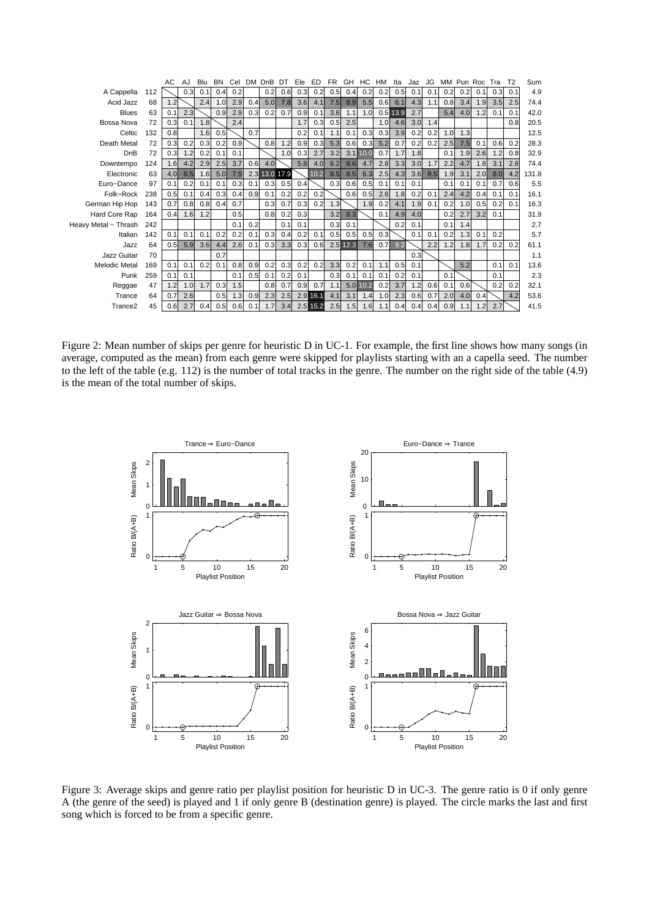| | | AC | AJ | Blu | BN | Cel | DM | DnB | DT | Ele | ED | FR | GH | HC | HM | Ita | Jaz | JG | MM | Pun | Roc | Tra | T2 | Sum |
|---|---|---|---|---|---|---|---|---|---|---|---|---|---|---|---|---|---|---|---|---|---|---|---|---|
| A Cappella | 112 | | 0.3 | 0.1 | 0.4 | 0.2 | | 0.2 | 0.6 | 0.3 | 0.2 | 0.5 | 0.4 | 0.2 | 0.2 | 0.5 | 0.1 | 0.1 | 0.2 | 0.2 | 0.1 | 0.3 | 0.1 | 4.9 |
| Acid Jazz | 68 | 1.2 | | 2.4 | 1.0 | 2.9 | 0.4 | 5.0 | 7.8 | 3.6 | 4.1 | 7.5 | 8.9 | 5.5 | 0.6 | 6.1 | 4.3 | 1.1 | 0.8 | 3.4 | 1.9 | 3.5 | 2.5 | 74.4 |
| Blues | 63 | 0.1 | 2.3 | | 0.9 | 2.9 | 0.3 | 0.2 | 0.7 | 0.9 | 0.1 | 3.6 | 1.1 | 1.0 | 0.5 | 13.9 | 2.7 | | 5.4 | 4.0 | 1.2 | 0.1 | 0.1 | 42.0 |
| Bossa Nova | 72 | 0.3 | 0.1 | 1.8 | | 2.4 | | | | 1.7 | 0.3 | 0.5 | 2.5 | | 1.0 | 4.6 | 3.0 | 1.4 | | | | | 0.8 | 20.5 |
| Celtic | 132 | 0.8 | | 1.6 | 0.5 | | 0.7 | | | 0.2 | 0.1 | 1.1 | 0.1 | 0.3 | 0.3 | 3.9 | 0.2 | 0.2 | 1.0 | 1.3 | | | | 12.5 |
| Death Metal | 72 | 0.3 | 0.2 | 0.3 | 0.2 | 0.9 | | 0.8 | 1.2 | 0.9 | 0.3 | 5.3 | 0.6 | 0.3 | 5.2 | 0.7 | 0.2 | 0.2 | 2.5 | 7.5 | 0.1 | 0.6 | 0.2 | 28.3 |
| DnB | 72 | 0.3 | 1.2 | 0.2 | 0.1 | 0.1 | | | 1.0 | 0.3 | 2.7 | 3.2 | 3.1 | 10.0 | 0.7 | 1.7 | 1.8 | | 0.1 | 1.9 | 2.6 | 1.2 | 0.8 | 32.9 |
| Downtempo | 124 | 1.6 | 4.2 | 2.9 | 2.5 | 3.7 | 0.6 | 4.0 | | 5.8 | 4.0 | 6.2 | 8.6 | 4.7 | 2.8 | 3.3 | 3.0 | 1.7 | 2.2 | 4.7 | 1.8 | 3.1 | 2.8 | 74.4 |
| Electronic | 63 | 4.0 | 8.5 | 1.6 | 5.0 | 7.9 | 2.3 | 13.0 | 17.9 | | 10.2 | 8.5 | 8.5 | 6.3 | 2.5 | 4.3 | 3.6 | 8.5 | 1.9 | 3.1 | 2.0 | 8.0 | 4.2 | 131.8 |
| Euro−Dance | 97 | 0.1 | 0.2 | 0.1 | 0.1 | 0.3 | 0.1 | 0.3 | 0.5 | 0.4 | | 0.3 | 0.6 | 0.5 | 0.1 | 0.1 | 0.1 | | 0.1 | 0.1 | 0.1 | 0.7 | 0.6 | 5.5 |
| Folk−Rock | 238 | 0.5 | 0.1 | 0.4 | 0.3 | 0.4 | 0.9 | 0.1 | 0.2 | 0.2 | 0.2 | | 0.6 | 0.5 | 2.6 | 1.8 | 0.2 | 0.1 | 2.4 | 4.2 | 0.4 | 0.1 | 0.1 | 16.1 |
| German Hip Hop | 143 | 0.7 | 0.8 | 0.8 | 0.4 | 0.7 | | 0.3 | 0.7 | 0.3 | 0.2 | 1.3 | | 1.9 | 0.2 | 4.1 | 1.9 | 0.1 | 0.2 | 1.0 | 0.5 | 0.2 | 0.1 | 16.3 |
| Hard Core Rap | 164 | 0.4 | 1.6 | 1.2 | | 0.5 | | 0.8 | 0.2 | 0.3 | | 3.2 | 8.3 | | 0.1 | 4.9 | 4.0 | | 0.2 | 2.7 | 3.2 | 0.1 | | 31.9 |
| Heavy Metal − Thrash | 242 | | | | | 0.1 | 0.2 | | 0.1 | 0.1 | | 0.3 | 0.1 | | | 0.2 | 0.1 | | 0.1 | 1.4 | | | | 2.7 |
| Italian | 142 | 0.1 | 0.1 | 0.1 | 0.2 | 0.2 | 0.1 | 0.3 | 0.4 | 0.2 | 0.1 | 0.5 | 0.5 | 0.5 | 0.3 | | 0.1 | 0.1 | 0.2 | 1.3 | 0.1 | 0.2 | | 5.7 |
| Jazz | 64 | 0.5 | 5.9 | 3.6 | 4.4 | 2.6 | 0.1 | 0.3 | 3.3 | 0.3 | 0.6 | 2.5 | 12.3 | 7.6 | 0.7 | 9.2 | | 2.2 | 1.2 | 1.8 | 1.7 | 0.2 | 0.2 | 61.1 |
| Jazz Guitar | 70 | | | | 0.7 | | | | | | | | | | | | 0.3 | | | | | | | 1.1 |
| Melodic Metal | 169 | 0.1 | 0.1 | 0.2 | 0.1 | 0.8 | 0.9 | 0.2 | 0.3 | 0.2 | 0.2 | 3.3 | 0.2 | 0.1 | 1.1 | 0.5 | 0.1 | | | 5.2 | | 0.1 | 0.1 | 13.6 |
| Punk | 259 | 0.1 | 0.1 | | | 0.1 | 0.5 | 0.1 | 0.2 | 0.1 | | 0.3 | 0.1 | 0.1 | 0.1 | 0.2 | 0.1 | | 0.1 | | | 0.1 | | 2.3 |
| Reggae | 47 | 1.2 | 1.0 | 1.7 | 0.3 | 1.5 | | 0.8 | 0.7 | 0.9 | 0.7 | 1.1 | 5.0 | 10.2 | 0.2 | 3.7 | 1.2 | 0.6 | 0.1 | 0.6 | | 0.2 | 0.2 | 32.1 |
| Trance | 64 | 0.7 | 2.6 | | 0.5 | 1.3 | 0.9 | 2.3 | 2.5 | 2.9 | 16.1 | 4.1 | 3.1 | 1.4 | 1.0 | 2.3 | 0.6 | 0.7 | 2.0 | 4.0 | 0.4 | | 4.2 | 53.6 |
| Trance2 | 45 | 0.6 | 2.7 | 0.4 | 0.5 | 0.6 | 0.1 | 1.7 | 3.4 | 2.5 | 15.2 | 2.5 | 1.5 | 1.6 | 1.1 | 0.4 | 0.4 | 0.4 | 0.9 | 1.1 | 1.2 | 2.7 | | 41.5 |

Figure 2: Mean number of skips per genre for heuristic D in UC-1. For example, the first line shows how many songs (in average, computed as the mean) from each genre were skipped for playlists starting with an a capella seed. The number to the left of the table (e.g. 112) is the number of total tracks in the genre. The number on the right side of the table (4.9) is the mean of the total number of skips.

Trance ⇒ Euro−Dance
Euro−Dance ⇒ Trance
Jazz Guitar ⇒ Bossa Nova
Bossa Nova ⇒ Jazz Guitar
Mean Skips
Ratio B/(A+B)
Playlist Position

Figure 3: Average skips and genre ratio per playlist position for heuristic D in UC-3. The genre ratio is 0 if only genre A (the genre of the seed) is played and 1 if only genre B (destination genre) is played. The circle marks the last and first song which is forced to be from a specific genre.